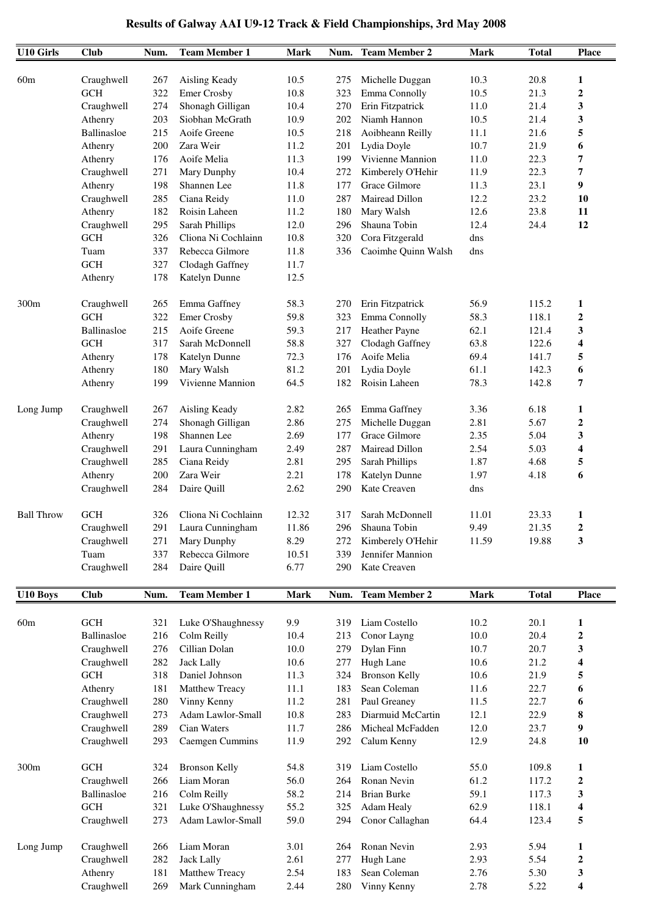# Results of Galway AAI U9-12 Track & Field Championships, 3rd May 2008

| U10 Girls | Club | Num. | Team Member 1 | Mark | Num. | Team Member 2 | Mark | Total | Place |
|---|---|---|---|---|---|---|---|---|---|
| 60m | Craughwell | 267 | Aisling Keady | 10.5 | 275 | Michelle Duggan | 10.3 | 20.8 | **1** |
| | GCH | 322 | Emer Crosby | 10.8 | 323 | Emma Connolly | 10.5 | 21.3 | **2** |
| | Craughwell | 274 | Shonagh Gilligan | 10.4 | 270 | Erin Fitzpatrick | 11.0 | 21.4 | **3** |
| | Athenry | 203 | Siobhan McGrath | 10.9 | 202 | Niamh Hannon | 10.5 | 21.4 | **3** |
| | Ballinasloe | 215 | Aoife Greene | 10.5 | 218 | Aoibheann Reilly | 11.1 | 21.6 | **5** |
| | Athenry | 200 | Zara Weir | 11.2 | 201 | Lydia Doyle | 10.7 | 21.9 | **6** |
| | Athenry | 176 | Aoife Melia | 11.3 | 199 | Vivienne Mannion | 11.0 | 22.3 | **7** |
| | Craughwell | 271 | Mary Dunphy | 10.4 | 272 | Kimberely O'Hehir | 11.9 | 22.3 | **7** |
| | Athenry | 198 | Shannen Lee | 11.8 | 177 | Grace Gilmore | 11.3 | 23.1 | **9** |
| | Craughwell | 285 | Ciana Reidy | 11.0 | 287 | Mairead Dillon | 12.2 | 23.2 | **10** |
| | Athenry | 182 | Roisin Laheen | 11.2 | 180 | Mary Walsh | 12.6 | 23.8 | **11** |
| | Craughwell | 295 | Sarah Phillips | 12.0 | 296 | Shauna Tobin | 12.4 | 24.4 | **12** |
| | GCH | 326 | Cliona Ni Cochlainn | 10.8 | 320 | Cora Fitzgerald | dns | | |
| | Tuam | 337 | Rebecca Gilmore | 11.8 | 336 | Caoimhe Quinn Walsh | dns | | |
| | GCH | 327 | Clodagh Gaffney | 11.7 | | | | | |
| | Athenry | 178 | Katelyn Dunne | 12.5 | | | | | |
| 300m | Craughwell | 265 | Emma Gaffney | 58.3 | 270 | Erin Fitzpatrick | 56.9 | 115.2 | **1** |
| | GCH | 322 | Emer Crosby | 59.8 | 323 | Emma Connolly | 58.3 | 118.1 | **2** |
| | Ballinasloe | 215 | Aoife Greene | 59.3 | 217 | Heather Payne | 62.1 | 121.4 | **3** |
| | GCH | 317 | Sarah McDonnell | 58.8 | 327 | Clodagh Gaffney | 63.8 | 122.6 | **4** |
| | Athenry | 178 | Katelyn Dunne | 72.3 | 176 | Aoife Melia | 69.4 | 141.7 | **5** |
| | Athenry | 180 | Mary Walsh | 81.2 | 201 | Lydia Doyle | 61.1 | 142.3 | **6** |
| | Athenry | 199 | Vivienne Mannion | 64.5 | 182 | Roisin Laheen | 78.3 | 142.8 | **7** |
| Long Jump | Craughwell | 267 | Aisling Keady | 2.82 | 265 | Emma Gaffney | 3.36 | 6.18 | **1** |
| | Craughwell | 274 | Shonagh Gilligan | 2.86 | 275 | Michelle Duggan | 2.81 | 5.67 | **2** |
| | Athenry | 198 | Shannen Lee | 2.69 | 177 | Grace Gilmore | 2.35 | 5.04 | **3** |
| | Craughwell | 291 | Laura Cunningham | 2.49 | 287 | Mairead Dillon | 2.54 | 5.03 | **4** |
| | Craughwell | 285 | Ciana Reidy | 2.81 | 295 | Sarah Phillips | 1.87 | 4.68 | **5** |
| | Athenry | 200 | Zara Weir | 2.21 | 178 | Katelyn Dunne | 1.97 | 4.18 | **6** |
| | Craughwell | 284 | Daire Quill | 2.62 | 290 | Kate Creaven | dns | | |
| Ball Throw | GCH | 326 | Cliona Ni Cochlainn | 12.32 | 317 | Sarah McDonnell | 11.01 | 23.33 | **1** |
| | Craughwell | 291 | Laura Cunningham | 11.86 | 296 | Shauna Tobin | 9.49 | 21.35 | **2** |
| | Craughwell | 271 | Mary Dunphy | 8.29 | 272 | Kimberely O'Hehir | 11.59 | 19.88 | **3** |
| | Tuam | 337 | Rebecca Gilmore | 10.51 | 339 | Jennifer Mannion | | | |
| | Craughwell | 284 | Daire Quill | 6.77 | 290 | Kate Creaven | | | |

| U10 Boys | Club | Num. | Team Member 1 | Mark | Num. | Team Member 2 | Mark | Total | Place |
|---|---|---|---|---|---|---|---|---|---|
| 60m | GCH | 321 | Luke O'Shaughnessy | 9.9 | 319 | Liam Costello | 10.2 | 20.1 | **1** |
| | Ballinasloe | 216 | Colm Reilly | 10.4 | 213 | Conor Layng | 10.0 | 20.4 | **2** |
| | Craughwell | 276 | Cillian Dolan | 10.0 | 279 | Dylan Finn | 10.7 | 20.7 | **3** |
| | Craughwell | 282 | Jack Lally | 10.6 | 277 | Hugh Lane | 10.6 | 21.2 | **4** |
| | GCH | 318 | Daniel Johnson | 11.3 | 324 | Bronson Kelly | 10.6 | 21.9 | **5** |
| | Athenry | 181 | Matthew Treacy | 11.1 | 183 | Sean Coleman | 11.6 | 22.7 | **6** |
| | Craughwell | 280 | Vinny Kenny | 11.2 | 281 | Paul Greaney | 11.5 | 22.7 | **6** |
| | Craughwell | 273 | Adam Lawlor-Small | 10.8 | 283 | Diarmuid McCartin | 12.1 | 22.9 | **8** |
| | Craughwell | 289 | Cian Waters | 11.7 | 286 | Micheal McFadden | 12.0 | 23.7 | **9** |
| | Craughwell | 293 | Caemgen Cummins | 11.9 | 292 | Calum Kenny | 12.9 | 24.8 | **10** |
| 300m | GCH | 324 | Bronson Kelly | 54.8 | 319 | Liam Costello | 55.0 | 109.8 | **1** |
| | Craughwell | 266 | Liam Moran | 56.0 | 264 | Ronan Nevin | 61.2 | 117.2 | **2** |
| | Ballinasloe | 216 | Colm Reilly | 58.2 | 214 | Brian Burke | 59.1 | 117.3 | **3** |
| | GCH | 321 | Luke O'Shaughnessy | 55.2 | 325 | Adam Healy | 62.9 | 118.1 | **4** |
| | Craughwell | 273 | Adam Lawlor-Small | 59.0 | 294 | Conor Callaghan | 64.4 | 123.4 | **5** |
| Long Jump | Craughwell | 266 | Liam Moran | 3.01 | 264 | Ronan Nevin | 2.93 | 5.94 | **1** |
| | Craughwell | 282 | Jack Lally | 2.61 | 277 | Hugh Lane | 2.93 | 5.54 | **2** |
| | Athenry | 181 | Matthew Treacy | 2.54 | 183 | Sean Coleman | 2.76 | 5.30 | **3** |
| | Craughwell | 269 | Mark Cunningham | 2.44 | 280 | Vinny Kenny | 2.78 | 5.22 | **4** |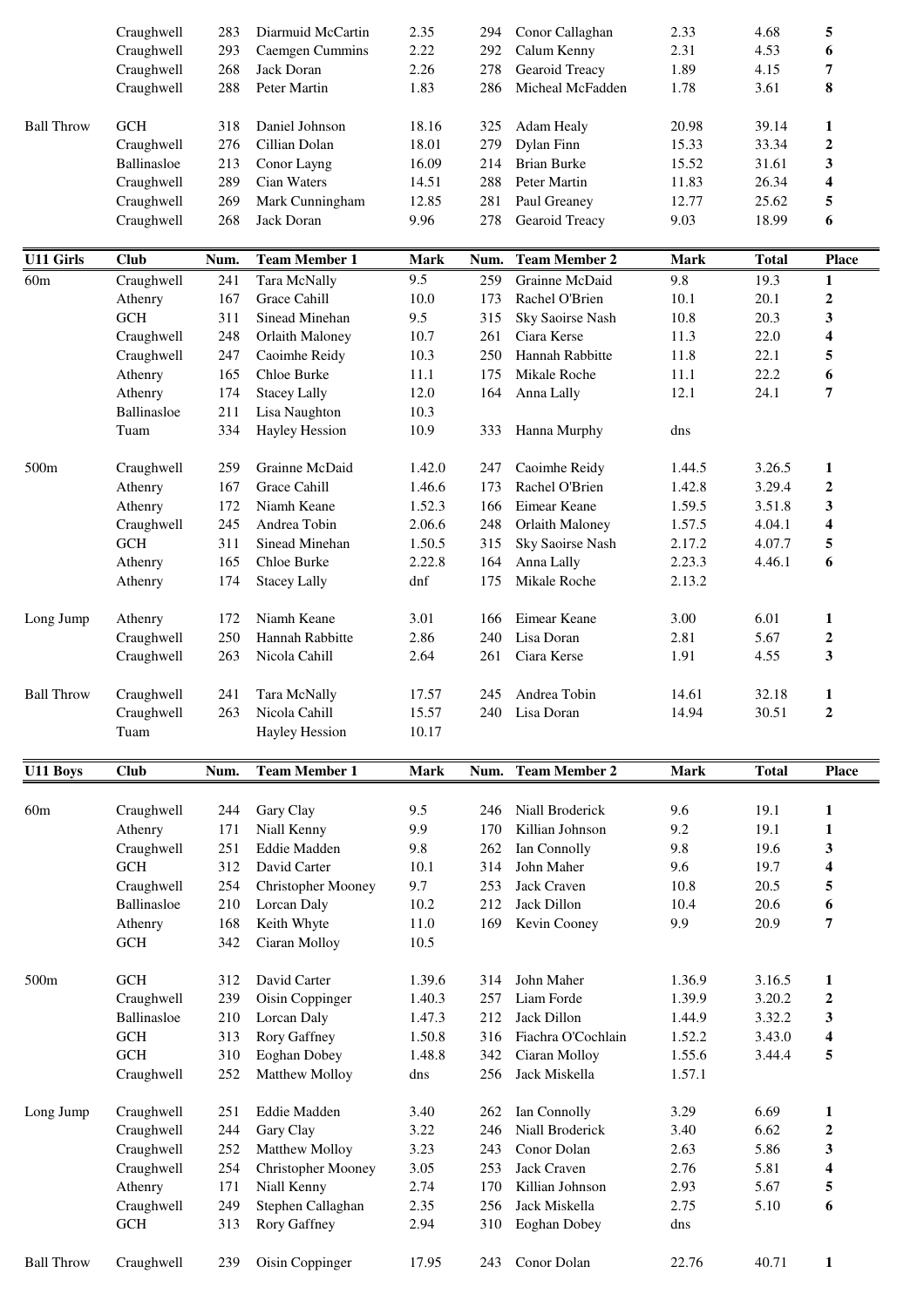|  | Club | Num. | Team Member 1 | Mark | Num. | Team Member 2 | Mark | Total | Place |
|---|---|---|---|---|---|---|---|---|---|
|  | Craughwell | 283 | Diarmuid McCartin | 2.35 | 294 | Conor Callaghan | 2.33 | 4.68 | **5** |
|  | Craughwell | 293 | Caemgen Cummins | 2.22 | 292 | Calum Kenny | 2.31 | 4.53 | **6** |
|  | Craughwell | 268 | Jack Doran | 2.26 | 278 | Gearoid Treacy | 1.89 | 4.15 | **7** |
|  | Craughwell | 288 | Peter Martin | 1.83 | 286 | Micheal McFadden | 1.78 | 3.61 | **8** |
| Ball Throw | GCH | 318 | Daniel Johnson | 18.16 | 325 | Adam Healy | 20.98 | 39.14 | **1** |
|  | Craughwell | 276 | Cillian Dolan | 18.01 | 279 | Dylan Finn | 15.33 | 33.34 | **2** |
|  | Ballinasloe | 213 | Conor Layng | 16.09 | 214 | Brian Burke | 15.52 | 31.61 | **3** |
|  | Craughwell | 289 | Cian Waters | 14.51 | 288 | Peter Martin | 11.83 | 26.34 | **4** |
|  | Craughwell | 269 | Mark Cunningham | 12.85 | 281 | Paul Greaney | 12.77 | 25.62 | **5** |
|  | Craughwell | 268 | Jack Doran | 9.96 | 278 | Gearoid Treacy | 9.03 | 18.99 | **6** |

| **U11 Girls** | **Club** | **Num.** | **Team Member 1** | **Mark** | **Num.** | **Team Member 2** | **Mark** | **Total** | **Place** |
|---|---|---|---|---|---|---|---|---|---|
| 60m | Craughwell | 241 | Tara McNally | 9.5 | 259 | Grainne McDaid | 9.8 | 19.3 | **1** |
|  | Athenry | 167 | Grace Cahill | 10.0 | 173 | Rachel O'Brien | 10.1 | 20.1 | **2** |
|  | GCH | 311 | Sinead Minehan | 9.5 | 315 | Sky Saoirse Nash | 10.8 | 20.3 | **3** |
|  | Craughwell | 248 | Orlaith Maloney | 10.7 | 261 | Ciara Kerse | 11.3 | 22.0 | **4** |
|  | Craughwell | 247 | Caoimhe Reidy | 10.3 | 250 | Hannah Rabbitte | 11.8 | 22.1 | **5** |
|  | Athenry | 165 | Chloe Burke | 11.1 | 175 | Mikale Roche | 11.1 | 22.2 | **6** |
|  | Athenry | 174 | Stacey Lally | 12.0 | 164 | Anna Lally | 12.1 | 24.1 | **7** |
|  | Ballinasloe | 211 | Lisa Naughton | 10.3 |  |  |  |  |  |
|  | Tuam | 334 | Hayley Hession | 10.9 | 333 | Hanna Murphy | dns |  |  |
| 500m | Craughwell | 259 | Grainne McDaid | 1.42.0 | 247 | Caoimhe Reidy | 1.44.5 | 3.26.5 | **1** |
|  | Athenry | 167 | Grace Cahill | 1.46.6 | 173 | Rachel O'Brien | 1.42.8 | 3.29.4 | **2** |
|  | Athenry | 172 | Niamh Keane | 1.52.3 | 166 | Eimear Keane | 1.59.5 | 3.51.8 | **3** |
|  | Craughwell | 245 | Andrea Tobin | 2.06.6 | 248 | Orlaith Maloney | 1.57.5 | 4.04.1 | **4** |
|  | GCH | 311 | Sinead Minehan | 1.50.5 | 315 | Sky Saoirse Nash | 2.17.2 | 4.07.7 | **5** |
|  | Athenry | 165 | Chloe Burke | 2.22.8 | 164 | Anna Lally | 2.23.3 | 4.46.1 | **6** |
|  | Athenry | 174 | Stacey Lally | dnf | 175 | Mikale Roche | 2.13.2 |  |  |
| Long Jump | Athenry | 172 | Niamh Keane | 3.01 | 166 | Eimear Keane | 3.00 | 6.01 | **1** |
|  | Craughwell | 250 | Hannah Rabbitte | 2.86 | 240 | Lisa Doran | 2.81 | 5.67 | **2** |
|  | Craughwell | 263 | Nicola Cahill | 2.64 | 261 | Ciara Kerse | 1.91 | 4.55 | **3** |
| Ball Throw | Craughwell | 241 | Tara McNally | 17.57 | 245 | Andrea Tobin | 14.61 | 32.18 | **1** |
|  | Craughwell | 263 | Nicola Cahill | 15.57 | 240 | Lisa Doran | 14.94 | 30.51 | **2** |
|  | Tuam |  | Hayley Hession | 10.17 |  |  |  |  |  |

| **U11 Boys** | **Club** | **Num.** | **Team Member 1** | **Mark** | **Num.** | **Team Member 2** | **Mark** | **Total** | **Place** |
|---|---|---|---|---|---|---|---|---|---|
| 60m | Craughwell | 244 | Gary Clay | 9.5 | 246 | Niall Broderick | 9.6 | 19.1 | **1** |
|  | Athenry | 171 | Niall Kenny | 9.9 | 170 | Killian Johnson | 9.2 | 19.1 | **1** |
|  | Craughwell | 251 | Eddie Madden | 9.8 | 262 | Ian Connolly | 9.8 | 19.6 | **3** |
|  | GCH | 312 | David Carter | 10.1 | 314 | John Maher | 9.6 | 19.7 | **4** |
|  | Craughwell | 254 | Christopher Mooney | 9.7 | 253 | Jack Craven | 10.8 | 20.5 | **5** |
|  | Ballinasloe | 210 | Lorcan Daly | 10.2 | 212 | Jack Dillon | 10.4 | 20.6 | **6** |
|  | Athenry | 168 | Keith Whyte | 11.0 | 169 | Kevin Cooney | 9.9 | 20.9 | **7** |
|  | GCH | 342 | Ciaran Molloy | 10.5 |  |  |  |  |  |
| 500m | GCH | 312 | David Carter | 1.39.6 | 314 | John Maher | 1.36.9 | 3.16.5 | **1** |
|  | Craughwell | 239 | Oisin Coppinger | 1.40.3 | 257 | Liam Forde | 1.39.9 | 3.20.2 | **2** |
|  | Ballinasloe | 210 | Lorcan Daly | 1.47.3 | 212 | Jack Dillon | 1.44.9 | 3.32.2 | **3** |
|  | GCH | 313 | Rory Gaffney | 1.50.8 | 316 | Fiachra O'Cochlain | 1.52.2 | 3.43.0 | **4** |
|  | GCH | 310 | Eoghan Dobey | 1.48.8 | 342 | Ciaran Molloy | 1.55.6 | 3.44.4 | **5** |
|  | Craughwell | 252 | Matthew Molloy | dns | 256 | Jack Miskella | 1.57.1 |  |  |
| Long Jump | Craughwell | 251 | Eddie Madden | 3.40 | 262 | Ian Connolly | 3.29 | 6.69 | **1** |
|  | Craughwell | 244 | Gary Clay | 3.22 | 246 | Niall Broderick | 3.40 | 6.62 | **2** |
|  | Craughwell | 252 | Matthew Molloy | 3.23 | 243 | Conor Dolan | 2.63 | 5.86 | **3** |
|  | Craughwell | 254 | Christopher Mooney | 3.05 | 253 | Jack Craven | 2.76 | 5.81 | **4** |
|  | Athenry | 171 | Niall Kenny | 2.74 | 170 | Killian Johnson | 2.93 | 5.67 | **5** |
|  | Craughwell | 249 | Stephen Callaghan | 2.35 | 256 | Jack Miskella | 2.75 | 5.10 | **6** |
|  | GCH | 313 | Rory Gaffney | 2.94 | 310 | Eoghan Dobey | dns |  |  |
| Ball Throw | Craughwell | 239 | Oisin Coppinger | 17.95 | 243 | Conor Dolan | 22.76 | 40.71 | **1** |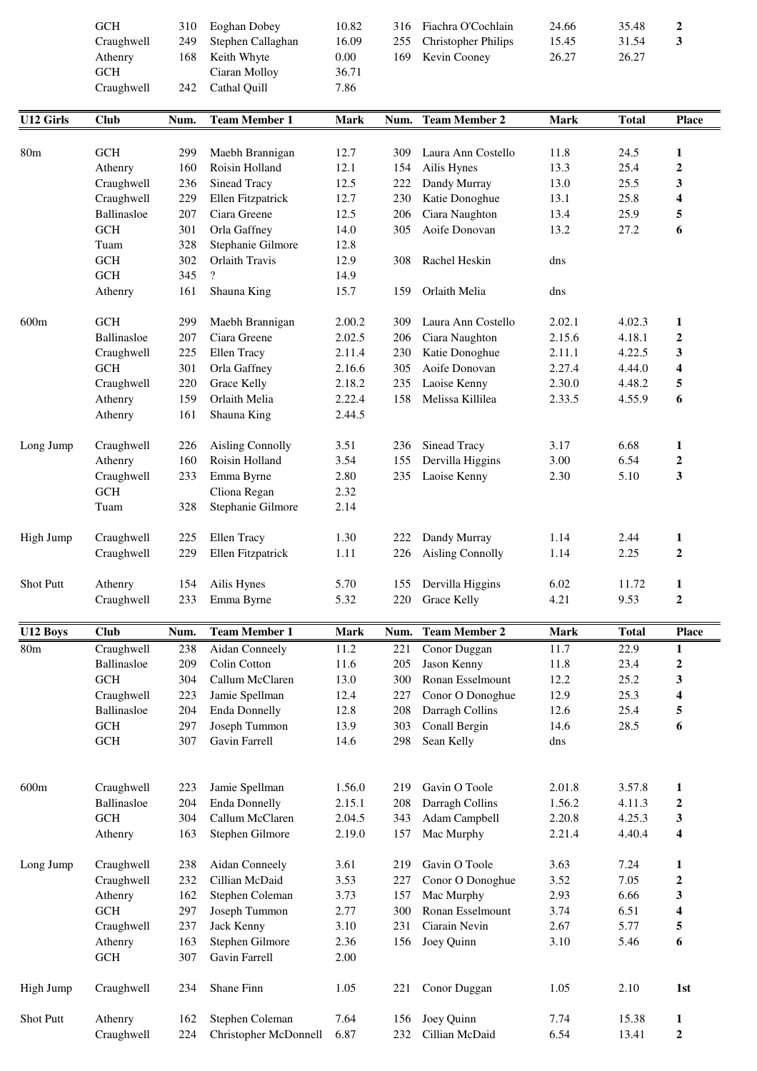| | Club | Num. | Team Member 1 | Mark | Num. | Team Member 2 | Mark | Total | Place |
|---|---|---|---|---|---|---|---|---|---|
| | GCH | 310 | Eoghan Dobey | 10.82 | 316 | Fiachra O'Cochlain | 24.66 | 35.48 | **2** |
| | Craughwell | 249 | Stephen Callaghan | 16.09 | 255 | Christopher Philips | 15.45 | 31.54 | **3** |
| | Athenry | 168 | Keith Whyte | 0.00 | 169 | Kevin Cooney | 26.27 | 26.27 | |
| | GCH | | Ciaran Molloy | 36.71 | | | | | |
| | Craughwell | 242 | Cathal Quill | 7.86 | | | | | |

| U12 Girls | Club | Num. | Team Member 1 | Mark | Num. | Team Member 2 | Mark | Total | Place |
|---|---|---|---|---|---|---|---|---|---|
| 80m | GCH | 299 | Maebh Brannigan | 12.7 | 309 | Laura Ann Costello | 11.8 | 24.5 | **1** |
| | Athenry | 160 | Roisin Holland | 12.1 | 154 | Ailis Hynes | 13.3 | 25.4 | **2** |
| | Craughwell | 236 | Sinead Tracy | 12.5 | 222 | Dandy Murray | 13.0 | 25.5 | **3** |
| | Craughwell | 229 | Ellen Fitzpatrick | 12.7 | 230 | Katie Donoghue | 13.1 | 25.8 | **4** |
| | Ballinasloe | 207 | Ciara Greene | 12.5 | 206 | Ciara Naughton | 13.4 | 25.9 | **5** |
| | GCH | 301 | Orla Gaffney | 14.0 | 305 | Aoife Donovan | 13.2 | 27.2 | **6** |
| | Tuam | 328 | Stephanie Gilmore | 12.8 | | | | | |
| | GCH | 302 | Orlaith Travis | 12.9 | 308 | Rachel Heskin | dns | | |
| | GCH | 345 | ? | 14.9 | | | | | |
| | Athenry | 161 | Shauna King | 15.7 | 159 | Orlaith Melia | dns | | |
| 600m | GCH | 299 | Maebh Brannigan | 2.00.2 | 309 | Laura Ann Costello | 2.02.1 | 4.02.3 | **1** |
| | Ballinasloe | 207 | Ciara Greene | 2.02.5 | 206 | Ciara Naughton | 2.15.6 | 4.18.1 | **2** |
| | Craughwell | 225 | Ellen Tracy | 2.11.4 | 230 | Katie Donoghue | 2.11.1 | 4.22.5 | **3** |
| | GCH | 301 | Orla Gaffney | 2.16.6 | 305 | Aoife Donovan | 2.27.4 | 4.44.0 | **4** |
| | Craughwell | 220 | Grace Kelly | 2.18.2 | 235 | Laoise Kenny | 2.30.0 | 4.48.2 | **5** |
| | Athenry | 159 | Orlaith Melia | 2.22.4 | 158 | Melissa Killilea | 2.33.5 | 4.55.9 | **6** |
| | Athenry | 161 | Shauna King | 2.44.5 | | | | | |
| Long Jump | Craughwell | 226 | Aisling Connolly | 3.51 | 236 | Sinead Tracy | 3.17 | 6.68 | **1** |
| | Athenry | 160 | Roisin Holland | 3.54 | 155 | Dervilla Higgins | 3.00 | 6.54 | **2** |
| | Craughwell | 233 | Emma Byrne | 2.80 | 235 | Laoise Kenny | 2.30 | 5.10 | **3** |
| | GCH | | Cliona Regan | 2.32 | | | | | |
| | Tuam | 328 | Stephanie Gilmore | 2.14 | | | | | |
| High Jump | Craughwell | 225 | Ellen Tracy | 1.30 | 222 | Dandy Murray | 1.14 | 2.44 | **1** |
| | Craughwell | 229 | Ellen Fitzpatrick | 1.11 | 226 | Aisling Connolly | 1.14 | 2.25 | **2** |
| Shot Putt | Athenry | 154 | Ailis Hynes | 5.70 | 155 | Dervilla Higgins | 6.02 | 11.72 | **1** |
| | Craughwell | 233 | Emma Byrne | 5.32 | 220 | Grace Kelly | 4.21 | 9.53 | **2** |

| U12 Boys | Club | Num. | Team Member 1 | Mark | Num. | Team Member 2 | Mark | Total | Place |
|---|---|---|---|---|---|---|---|---|---|
| 80m | Craughwell | 238 | Aidan Conneely | 11.2 | 221 | Conor Duggan | 11.7 | 22.9 | **1** |
| | Ballinasloe | 209 | Colin Cotton | 11.6 | 205 | Jason Kenny | 11.8 | 23.4 | **2** |
| | GCH | 304 | Callum McClaren | 13.0 | 300 | Ronan Esselmount | 12.2 | 25.2 | **3** |
| | Craughwell | 223 | Jamie Spellman | 12.4 | 227 | Conor O Donoghue | 12.9 | 25.3 | **4** |
| | Ballinasloe | 204 | Enda Donnelly | 12.8 | 208 | Darragh Collins | 12.6 | 25.4 | **5** |
| | GCH | 297 | Joseph Tummon | 13.9 | 303 | Conall Bergin | 14.6 | 28.5 | **6** |
| | GCH | 307 | Gavin Farrell | 14.6 | 298 | Sean Kelly | dns | | |
| 600m | Craughwell | 223 | Jamie Spellman | 1.56.0 | 219 | Gavin O Toole | 2.01.8 | 3.57.8 | **1** |
| | Ballinasloe | 204 | Enda Donnelly | 2.15.1 | 208 | Darragh Collins | 1.56.2 | 4.11.3 | **2** |
| | GCH | 304 | Callum McClaren | 2.04.5 | 343 | Adam Campbell | 2.20.8 | 4.25.3 | **3** |
| | Athenry | 163 | Stephen Gilmore | 2.19.0 | 157 | Mac Murphy | 2.21.4 | 4.40.4 | **4** |
| Long Jump | Craughwell | 238 | Aidan Conneely | 3.61 | 219 | Gavin O Toole | 3.63 | 7.24 | **1** |
| | Craughwell | 232 | Cillian McDaid | 3.53 | 227 | Conor O Donoghue | 3.52 | 7.05 | **2** |
| | Athenry | 162 | Stephen Coleman | 3.73 | 157 | Mac Murphy | 2.93 | 6.66 | **3** |
| | GCH | 297 | Joseph Tummon | 2.77 | 300 | Ronan Esselmount | 3.74 | 6.51 | **4** |
| | Craughwell | 237 | Jack Kenny | 3.10 | 231 | Ciarain Nevin | 2.67 | 5.77 | **5** |
| | Athenry | 163 | Stephen Gilmore | 2.36 | 156 | Joey Quinn | 3.10 | 5.46 | **6** |
| | GCH | 307 | Gavin Farrell | 2.00 | | | | | |
| High Jump | Craughwell | 234 | Shane Finn | 1.05 | 221 | Conor Duggan | 1.05 | 2.10 | **1st** |
| Shot Putt | Athenry | 162 | Stephen Coleman | 7.64 | 156 | Joey Quinn | 7.74 | 15.38 | **1** |
| | Craughwell | 224 | Christopher McDonnell | 6.87 | 232 | Cillian McDaid | 6.54 | 13.41 | **2** |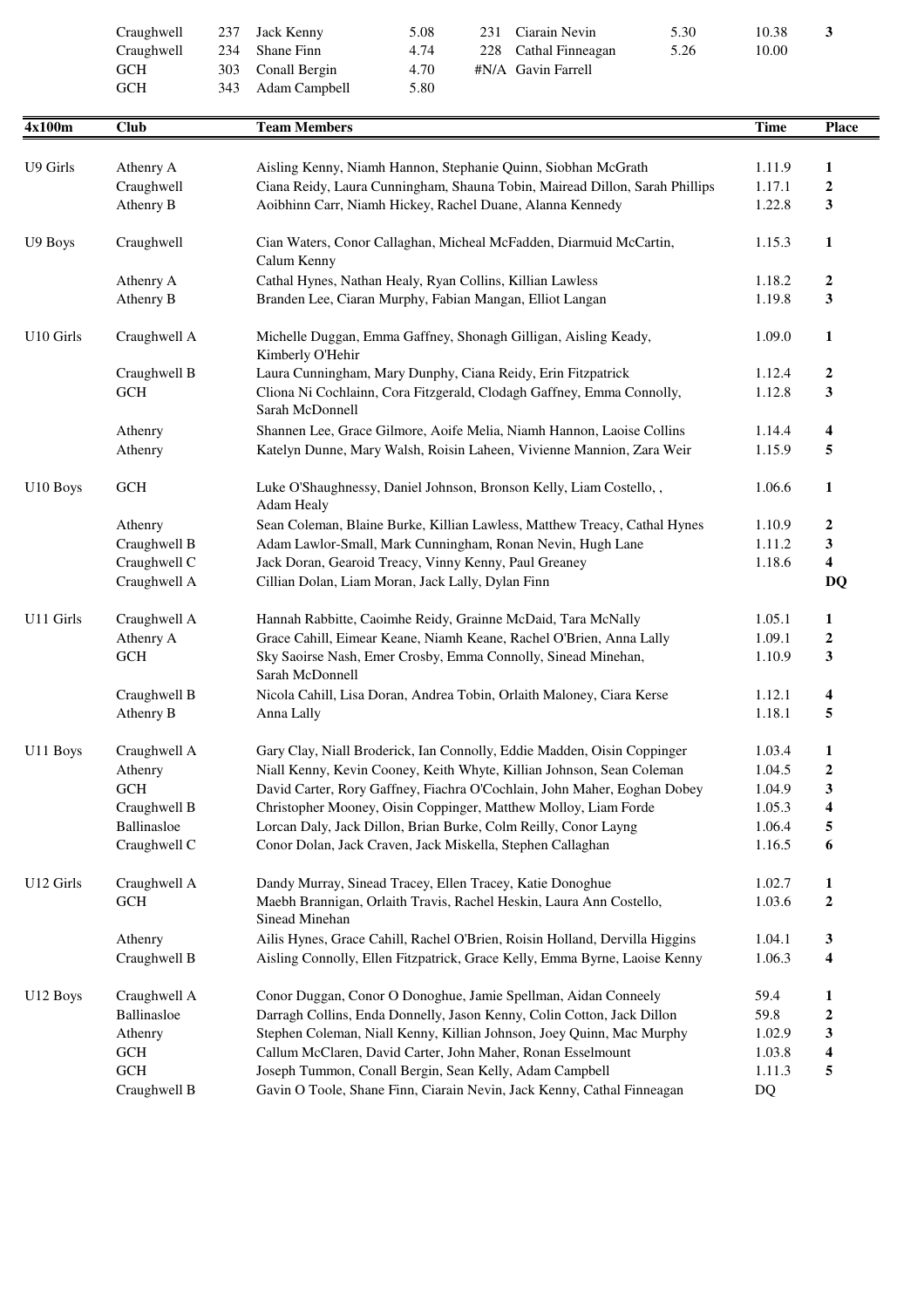| | | | | | | | | | |
|---|---|---|---|---|---|---|---|---|---|
| Craughwell | 237 | Jack Kenny | 5.08 | 231 | Ciarain Nevin | 5.30 | 10.38 | 3 |
| Craughwell | 234 | Shane Finn | 4.74 | 228 | Cathal Finneagan | 5.26 | 10.00 | |
| GCH | 303 | Conall Bergin | 4.70 | #N/A | Gavin Farrell | | | |
| GCH | 343 | Adam Campbell | 5.80 | | | | | |

| 4x100m | Club | Team Members | Time | Place |
|---|---|---|---|---|
| U9 Girls | Athenry A | Aisling Kenny, Niamh Hannon, Stephanie Quinn, Siobhan McGrath | 1.11.9 | 1 |
| | Craughwell | Ciana Reidy, Laura Cunningham, Shauna Tobin, Mairead Dillon, Sarah Phillips | 1.17.1 | 2 |
| | Athenry B | Aoibhinn Carr, Niamh Hickey, Rachel Duane, Alanna Kennedy | 1.22.8 | 3 |
| U9 Boys | Craughwell | Cian Waters, Conor Callaghan, Micheal McFadden, Diarmuid McCartin, Calum Kenny | 1.15.3 | 1 |
| | Athenry A | Cathal Hynes, Nathan Healy, Ryan Collins, Killian Lawless | 1.18.2 | 2 |
| | Athenry B | Branden Lee, Ciaran Murphy, Fabian Mangan, Elliot Langan | 1.19.8 | 3 |
| U10 Girls | Craughwell A | Michelle Duggan, Emma Gaffney, Shonagh Gilligan, Aisling Keady, Kimberly O'Hehir | 1.09.0 | 1 |
| | Craughwell B | Laura Cunningham, Mary Dunphy, Ciana Reidy, Erin Fitzpatrick | 1.12.4 | 2 |
| | GCH | Cliona Ni Cochlainn, Cora Fitzgerald, Clodagh Gaffney, Emma Connolly, Sarah McDonnell | 1.12.8 | 3 |
| | Athenry | Shannen Lee, Grace Gilmore, Aoife Melia, Niamh Hannon, Laoise Collins | 1.14.4 | 4 |
| | Athenry | Katelyn Dunne, Mary Walsh, Roisin Laheen, Vivienne Mannion, Zara Weir | 1.15.9 | 5 |
| U10 Boys | GCH | Luke O'Shaughnessy, Daniel Johnson, Bronson Kelly, Liam Costello, , Adam Healy | 1.06.6 | 1 |
| | Athenry | Sean Coleman, Blaine Burke, Killian Lawless, Matthew Treacy, Cathal Hynes | 1.10.9 | 2 |
| | Craughwell B | Adam Lawlor-Small, Mark Cunningham, Ronan Nevin, Hugh Lane | 1.11.2 | 3 |
| | Craughwell C | Jack Doran, Gearoid Treacy, Vinny Kenny, Paul Greaney | 1.18.6 | 4 |
| | Craughwell A | Cillian Dolan, Liam Moran, Jack Lally, Dylan Finn | | DQ |
| U11 Girls | Craughwell A | Hannah Rabbitte, Caoimhe Reidy, Grainne McDaid, Tara McNally | 1.05.1 | 1 |
| | Athenry A | Grace Cahill, Eimear Keane, Niamh Keane, Rachel O'Brien, Anna Lally | 1.09.1 | 2 |
| | GCH | Sky Saoirse Nash, Emer Crosby, Emma Connolly, Sinead Minehan, Sarah McDonnell | 1.10.9 | 3 |
| | Craughwell B | Nicola Cahill, Lisa Doran, Andrea Tobin, Orlaith Maloney, Ciara Kerse | 1.12.1 | 4 |
| | Athenry B | Anna Lally | 1.18.1 | 5 |
| U11 Boys | Craughwell A | Gary Clay, Niall Broderick, Ian Connolly, Eddie Madden, Oisin Coppinger | 1.03.4 | 1 |
| | Athenry | Niall Kenny, Kevin Cooney, Keith Whyte, Killian Johnson, Sean Coleman | 1.04.5 | 2 |
| | GCH | David Carter, Rory Gaffney, Fiachra O'Cochlain, John Maher, Eoghan Dobey | 1.04.9 | 3 |
| | Craughwell B | Christopher Mooney, Oisin Coppinger, Matthew Molloy, Liam Forde | 1.05.3 | 4 |
| | Ballinasloe | Lorcan Daly, Jack Dillon, Brian Burke, Colm Reilly, Conor Layng | 1.06.4 | 5 |
| | Craughwell C | Conor Dolan, Jack Craven, Jack Miskella, Stephen Callaghan | 1.16.5 | 6 |
| U12 Girls | Craughwell A | Dandy Murray, Sinead Tracey, Ellen Tracey, Katie Donoghue | 1.02.7 | 1 |
| | GCH | Maebh Brannigan, Orlaith Travis, Rachel Heskin, Laura Ann Costello, Sinead Minehan | 1.03.6 | 2 |
| | Athenry | Ailis Hynes, Grace Cahill, Rachel O'Brien, Roisin Holland, Dervilla Higgins | 1.04.1 | 3 |
| | Craughwell B | Aisling Connolly, Ellen Fitzpatrick, Grace Kelly, Emma Byrne, Laoise Kenny | 1.06.3 | 4 |
| U12 Boys | Craughwell A | Conor Duggan, Conor O Donoghue, Jamie Spellman, Aidan Conneely | 59.4 | 1 |
| | Ballinasloe | Darragh Collins, Enda Donnelly, Jason Kenny, Colin Cotton, Jack Dillon | 59.8 | 2 |
| | Athenry | Stephen Coleman, Niall Kenny, Killian Johnson, Joey Quinn, Mac Murphy | 1.02.9 | 3 |
| | GCH | Callum McClaren, David Carter, John Maher, Ronan Esselmount | 1.03.8 | 4 |
| | GCH | Joseph Tummon, Conall Bergin, Sean Kelly, Adam Campbell | 1.11.3 | 5 |
| | Craughwell B | Gavin O Toole, Shane Finn, Ciarain Nevin, Jack Kenny, Cathal Finneagan | DQ | |